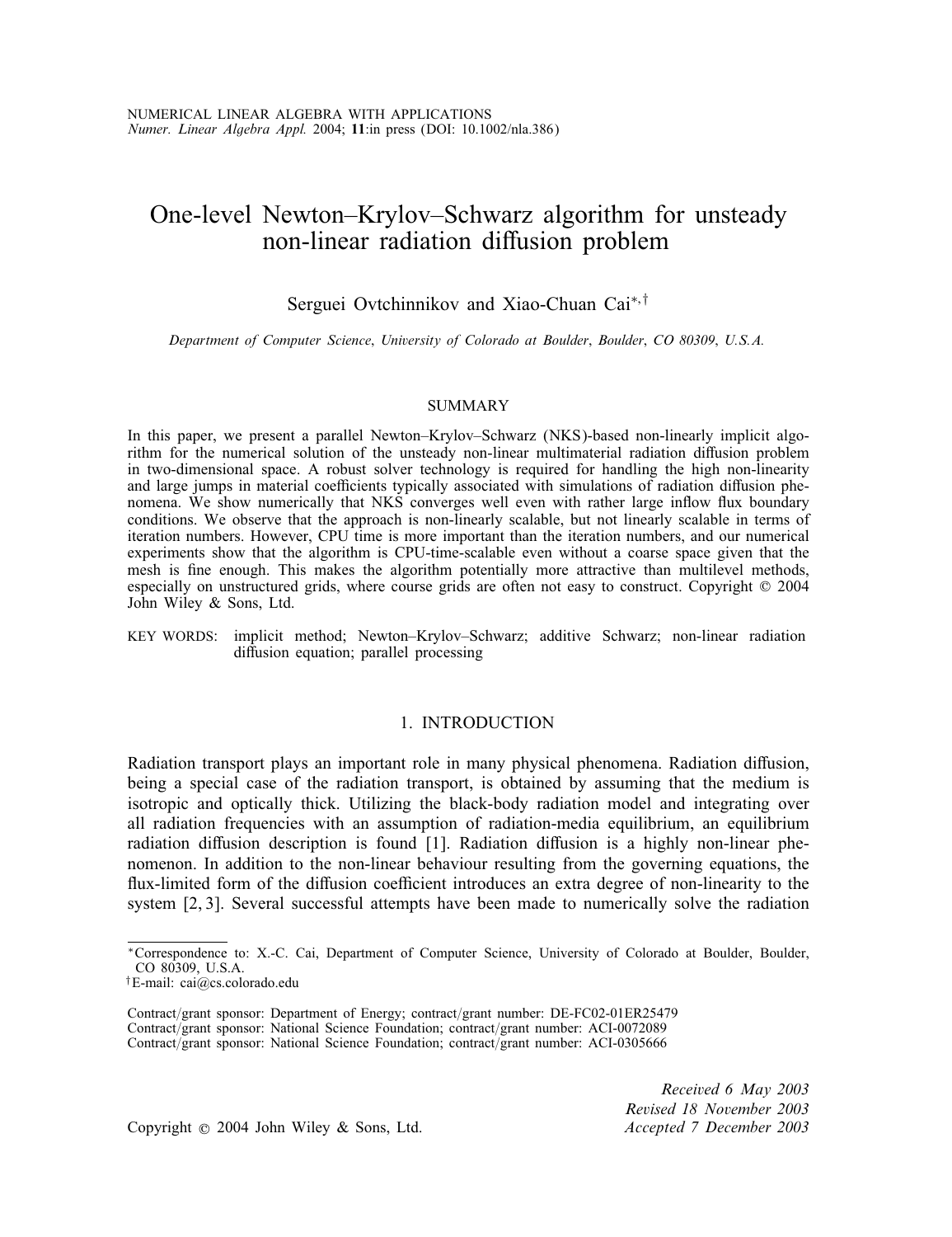# One-level Newton–Krylov–Schwarz algorithm for unsteady non-linear radiation diffusion problem

Serguei Ovtchinnikov and Xiao-Chuan Cai[*,†]

*Department of Computer Science, University of Colorado at Boulder, Boulder, CO 80309, U.S.A.*

## SUMMARY

In this paper, we present a parallel Newton–Krylov–Schwarz (NKS)-based non-linearly implicit algorithm for the numerical solution of the unsteady non-linear multimaterial radiation diffusion problem in two-dimensional space. A robust solver technology is required for handling the high non-linearity and large jumps in material coefficients typically associated with simulations of radiation diffusion phenomena. We show numerically that NKS converges well even with rather large inflow flux boundary conditions. We observe that the approach is non-linearly scalable, but not linearly scalable in terms of iteration numbers. However, CPU time is more important than the iteration numbers, and our numerical experiments show that the algorithm is CPU-time-scalable even without a coarse space given that the mesh is fine enough. This makes the algorithm potentially more attractive than multilevel methods, especially on unstructured grids, where course grids are often not easy to construct. Copyright © 2004 John Wiley & Sons, Ltd.

KEY WORDS: implicit method; Newton–Krylov–Schwarz; additive Schwarz; non-linear radiation diffusion equation; parallel processing

## 1. INTRODUCTION

Radiation transport plays an important role in many physical phenomena. Radiation diffusion, being a special case of the radiation transport, is obtained by assuming that the medium is isotropic and optically thick. Utilizing the black-body radiation model and integrating over all radiation frequencies with an assumption of radiation-media equilibrium, an equilibrium radiation diffusion description is found [1]. Radiation diffusion is a highly non-linear phenomenon. In addition to the non-linear behaviour resulting from the governing equations, the flux-limited form of the diffusion coefficient introduces an extra degree of non-linearity to the system [2, 3]. Several successful attempts have been made to numerically solve the radiation

---

*Correspondence to: X.-C. Cai, Department of Computer Science, University of Colorado at Boulder, Boulder, CO 80309, U.S.A.

†E-mail: cai@cs.colorado.edu

Contract/grant sponsor: Department of Energy; contract/grant number: DE-FC02-01ER25479
Contract/grant sponsor: National Science Foundation; contract/grant number: ACI-0072089
Contract/grant sponsor: National Science Foundation; contract/grant number: ACI-0305666

Copyright © 2004 John Wiley & Sons, Ltd.

*Received 6 May 2003*
*Revised 18 November 2003*
*Accepted 7 December 2003*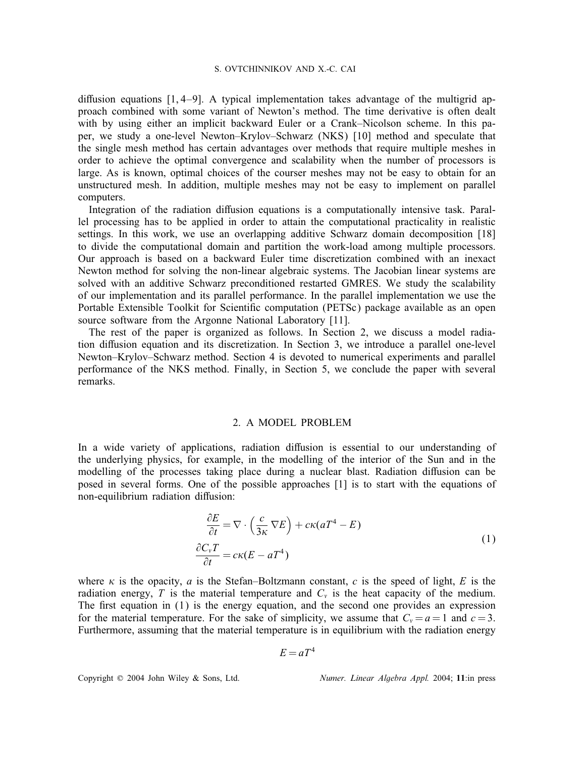diffusion equations [1, 4–9]. A typical implementation takes advantage of the multigrid approach combined with some variant of Newton's method. The time derivative is often dealt with by using either an implicit backward Euler or a Crank–Nicolson scheme. In this paper, we study a one-level Newton–Krylov–Schwarz (NKS) [10] method and speculate that the single mesh method has certain advantages over methods that require multiple meshes in order to achieve the optimal convergence and scalability when the number of processors is large. As is known, optimal choices of the courser meshes may not be easy to obtain for an unstructured mesh. In addition, multiple meshes may not be easy to implement on parallel computers.

Integration of the radiation diffusion equations is a computationally intensive task. Parallel processing has to be applied in order to attain the computational practicality in realistic settings. In this work, we use an overlapping additive Schwarz domain decomposition [18] to divide the computational domain and partition the work-load among multiple processors. Our approach is based on a backward Euler time discretization combined with an inexact Newton method for solving the non-linear algebraic systems. The Jacobian linear systems are solved with an additive Schwarz preconditioned restarted GMRES. We study the scalability of our implementation and its parallel performance. In the parallel implementation we use the Portable Extensible Toolkit for Scientific computation (PETSc) package available as an open source software from the Argonne National Laboratory [11].

The rest of the paper is organized as follows. In Section 2, we discuss a model radiation diffusion equation and its discretization. In Section 3, we introduce a parallel one-level Newton–Krylov–Schwarz method. Section 4 is devoted to numerical experiments and parallel performance of the NKS method. Finally, in Section 5, we conclude the paper with several remarks.

## 2. A MODEL PROBLEM

In a wide variety of applications, radiation diffusion is essential to our understanding of the underlying physics, for example, in the modelling of the interior of the Sun and in the modelling of the processes taking place during a nuclear blast. Radiation diffusion can be posed in several forms. One of the possible approaches [1] is to start with the equations of non-equilibrium radiation diffusion:

$$
\begin{aligned}
\frac{\partial E}{\partial t} &= \nabla \cdot \left( \frac{c}{3\kappa} \nabla E \right) + c\kappa(aT^4 - E) \\
\frac{\partial C_v T}{\partial t} &= c\kappa(E - aT^4)
\end{aligned}
\tag{1}
$$

where $\kappa$ is the opacity, $a$ is the Stefan–Boltzmann constant, $c$ is the speed of light, $E$ is the radiation energy, $T$ is the material temperature and $C_v$ is the heat capacity of the medium. The first equation in (1) is the energy equation, and the second one provides an expression for the material temperature. For the sake of simplicity, we assume that $C_v = a = 1$ and $c = 3$. Furthermore, assuming that the material temperature is in equilibrium with the radiation energy

$$
E = aT^4
$$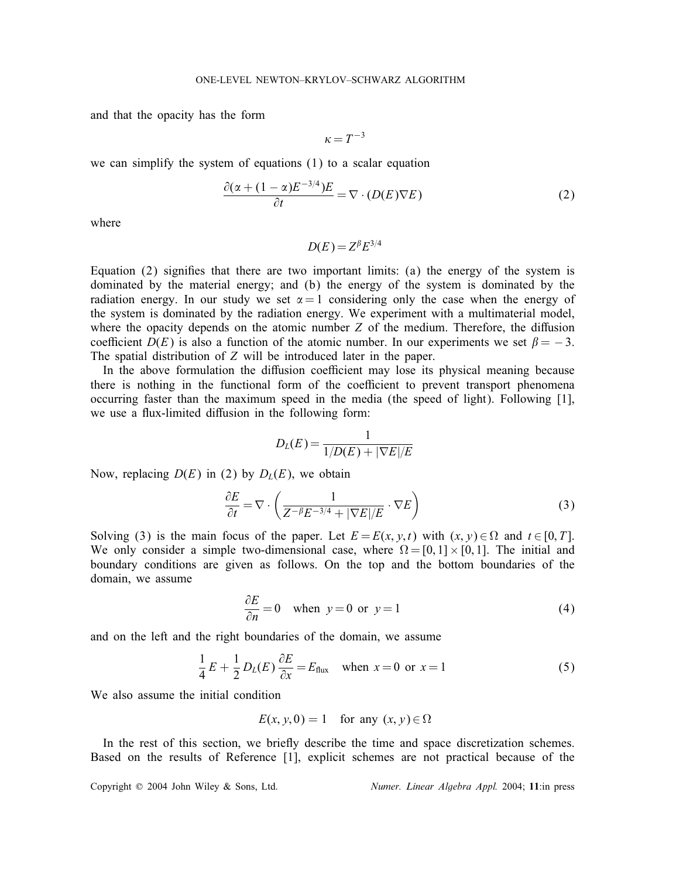and that the opacity has the form

$$\kappa = T^{-3}$$

we can simplify the system of equations (1) to a scalar equation

$$\frac{\partial(\alpha + (1-\alpha)E^{-3/4})E}{\partial t} = \nabla \cdot (D(E)\nabla E) \tag{2}$$

where

$$D(E) = Z^{\beta} E^{3/4}$$

Equation (2) signifies that there are two important limits: (a) the energy of the system is dominated by the material energy; and (b) the energy of the system is dominated by the radiation energy. In our study we set $\alpha = 1$ considering only the case when the energy of the system is dominated by the radiation energy. We experiment with a multimaterial model, where the opacity depends on the atomic number $Z$ of the medium. Therefore, the diffusion coefficient $D(E)$ is also a function of the atomic number. In our experiments we set $\beta = -3$. The spatial distribution of $Z$ will be introduced later in the paper.

In the above formulation the diffusion coefficient may lose its physical meaning because there is nothing in the functional form of the coefficient to prevent transport phenomena occurring faster than the maximum speed in the media (the speed of light). Following [1], we use a flux-limited diffusion in the following form:

$$D_L(E) = \frac{1}{1/D(E) + |\nabla E|/E}$$

Now, replacing $D(E)$ in (2) by $D_L(E)$, we obtain

$$\frac{\partial E}{\partial t} = \nabla \cdot \left( \frac{1}{Z^{-\beta}E^{-3/4} + |\nabla E|/E} \cdot \nabla E \right) \tag{3}$$

Solving (3) is the main focus of the paper. Let $E = E(x, y, t)$ with $(x, y) \in \Omega$ and $t \in [0, T]$. We only consider a simple two-dimensional case, where $\Omega = [0, 1] \times [0, 1]$. The initial and boundary conditions are given as follows. On the top and the bottom boundaries of the domain, we assume

$$\frac{\partial E}{\partial n} = 0 \quad \text{when } y = 0 \text{ or } y = 1 \tag{4}$$

and on the left and the right boundaries of the domain, we assume

$$\frac{1}{4}E + \frac{1}{2}D_L(E)\frac{\partial E}{\partial x} = E_{\text{flux}} \quad \text{when } x = 0 \text{ or } x = 1 \tag{5}$$

We also assume the initial condition

$$E(x, y, 0) = 1 \quad \text{for any } (x, y) \in \Omega$$

In the rest of this section, we briefly describe the time and space discretization schemes. Based on the results of Reference [1], explicit schemes are not practical because of the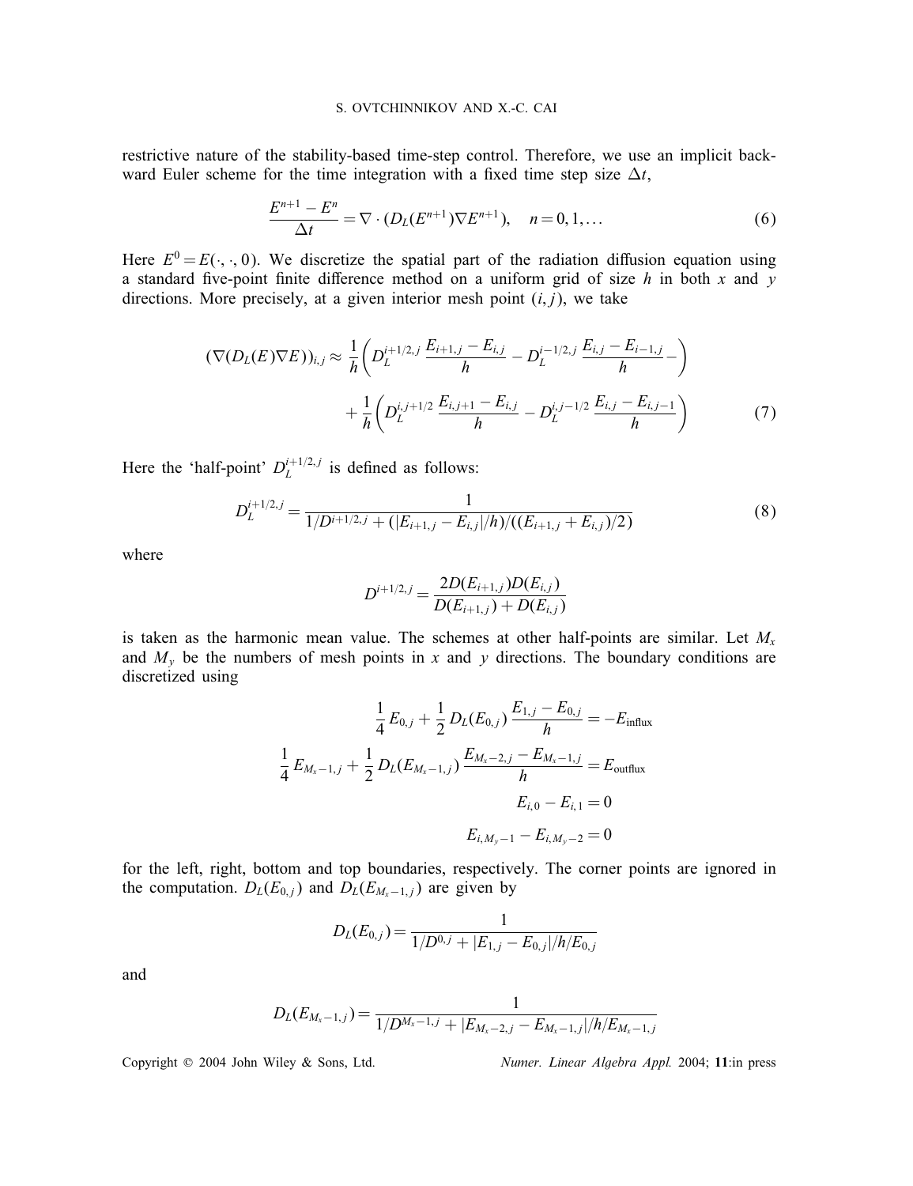restrictive nature of the stability-based time-step control. Therefore, we use an implicit backward Euler scheme for the time integration with a fixed time step size $\Delta t$,

$$\frac{E^{n+1} - E^n}{\Delta t} = \nabla \cdot (D_L(E^{n+1}) \nabla E^{n+1}), \quad n = 0, 1, \ldots \tag{6}$$

Here $E^0 = E(\cdot, \cdot, 0)$. We discretize the spatial part of the radiation diffusion equation using a standard five-point finite difference method on a uniform grid of size $h$ in both $x$ and $y$ directions. More precisely, at a given interior mesh point $(i, j)$, we take

$$\begin{aligned}(\nabla(D_L(E)\nabla E))_{i,j} \approx \; & \frac{1}{h}\left( D_L^{i+1/2,j} \frac{E_{i+1,j} - E_{i,j}}{h} - D_L^{i-1/2,j} \frac{E_{i,j} - E_{i-1,j}}{h} - \right) \\ & + \frac{1}{h}\left( D_L^{i,j+1/2} \frac{E_{i,j+1} - E_{i,j}}{h} - D_L^{i,j-1/2} \frac{E_{i,j} - E_{i,j-1}}{h} \right)\end{aligned} \tag{7}$$

Here the 'half-point' $D_L^{i+1/2,j}$ is defined as follows:

$$D_L^{i+1/2,j} = \frac{1}{1/D^{i+1/2,j} + (|E_{i+1,j} - E_{i,j}|/h)/((E_{i+1,j} + E_{i,j})/2)} \tag{8}$$

where

$$D^{i+1/2,j} = \frac{2D(E_{i+1,j})D(E_{i,j})}{D(E_{i+1,j}) + D(E_{i,j})}$$

is taken as the harmonic mean value. The schemes at other half-points are similar. Let $M_x$ and $M_y$ be the numbers of mesh points in $x$ and $y$ directions. The boundary conditions are discretized using

$$\frac{1}{4} E_{0,j} + \frac{1}{2} D_L(E_{0,j}) \frac{E_{1,j} - E_{0,j}}{h} = -E_{\text{influx}}$$

$$\frac{1}{4} E_{M_x-1,j} + \frac{1}{2} D_L(E_{M_x-1,j}) \frac{E_{M_x-2,j} - E_{M_x-1,j}}{h} = E_{\text{outflux}}$$

$$E_{i,0} - E_{i,1} = 0$$

$$E_{i,M_y-1} - E_{i,M_y-2} = 0$$

for the left, right, bottom and top boundaries, respectively. The corner points are ignored in the computation. $D_L(E_{0,j})$ and $D_L(E_{M_x-1,j})$ are given by

$$D_L(E_{0,j}) = \frac{1}{1/D^{0,j} + |E_{1,j} - E_{0,j}|/h/E_{0,j}}$$

and

$$D_L(E_{M_x-1,j}) = \frac{1}{1/D^{M_x-1,j} + |E_{M_x-2,j} - E_{M_x-1,j}|/h/E_{M_x-1,j}}$$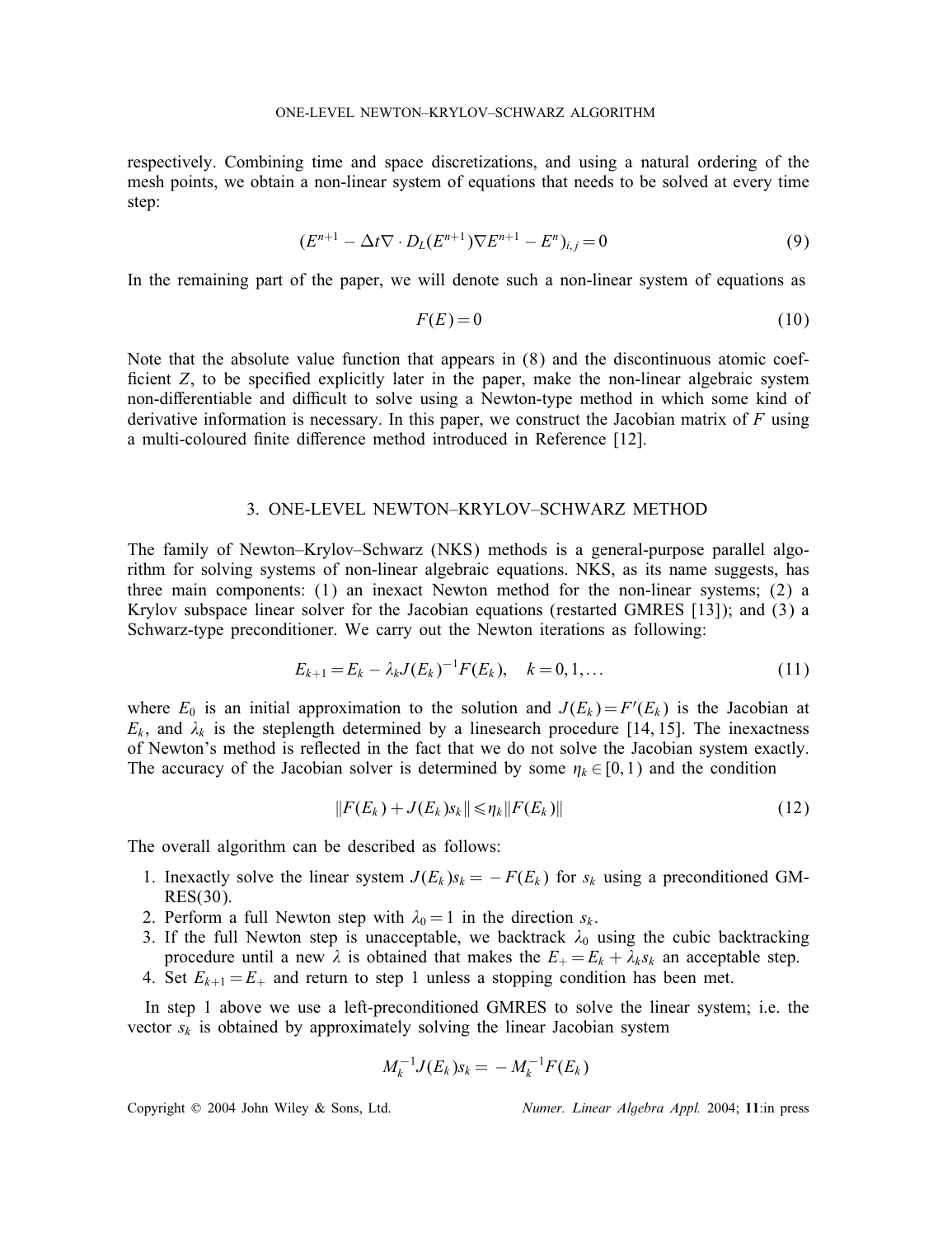respectively. Combining time and space discretizations, and using a natural ordering of the mesh points, we obtain a non-linear system of equations that needs to be solved at every time step:

$$(E^{n+1} - \Delta t \nabla \cdot D_L(E^{n+1}) \nabla E^{n+1} - E^n)_{i,j} = 0 \tag{9}$$

In the remaining part of the paper, we will denote such a non-linear system of equations as

$$F(E) = 0 \tag{10}$$

Note that the absolute value function that appears in (8) and the discontinuous atomic coefficient $Z$, to be specified explicitly later in the paper, make the non-linear algebraic system non-differentiable and difficult to solve using a Newton-type method in which some kind of derivative information is necessary. In this paper, we construct the Jacobian matrix of $F$ using a multi-coloured finite difference method introduced in Reference [12].

## 3. ONE-LEVEL NEWTON–KRYLOV–SCHWARZ METHOD

The family of Newton–Krylov–Schwarz (NKS) methods is a general-purpose parallel algorithm for solving systems of non-linear algebraic equations. NKS, as its name suggests, has three main components: (1) an inexact Newton method for the non-linear systems; (2) a Krylov subspace linear solver for the Jacobian equations (restarted GMRES [13]); and (3) a Schwarz-type preconditioner. We carry out the Newton iterations as following:

$$E_{k+1} = E_k - \lambda_k J(E_k)^{-1} F(E_k), \quad k = 0, 1, \ldots \tag{11}$$

where $E_0$ is an initial approximation to the solution and $J(E_k) = F'(E_k)$ is the Jacobian at $E_k$, and $\lambda_k$ is the steplength determined by a linesearch procedure [14, 15]. The inexactness of Newton's method is reflected in the fact that we do not solve the Jacobian system exactly. The accuracy of the Jacobian solver is determined by some $\eta_k \in [0, 1)$ and the condition

$$\|F(E_k) + J(E_k)s_k\| \leqslant \eta_k \|F(E_k)\| \tag{12}$$

The overall algorithm can be described as follows:

1. Inexactly solve the linear system $J(E_k)s_k = -F(E_k)$ for $s_k$ using a preconditioned GMRES(30).
2. Perform a full Newton step with $\lambda_0 = 1$ in the direction $s_k$.
3. If the full Newton step is unacceptable, we backtrack $\lambda_0$ using the cubic backtracking procedure until a new $\lambda$ is obtained that makes the $E_+ = E_k + \lambda_k s_k$ an acceptable step.
4. Set $E_{k+1} = E_+$ and return to step 1 unless a stopping condition has been met.

In step 1 above we use a left-preconditioned GMRES to solve the linear system; i.e. the vector $s_k$ is obtained by approximately solving the linear Jacobian system

$$M_k^{-1} J(E_k) s_k = -M_k^{-1} F(E_k)$$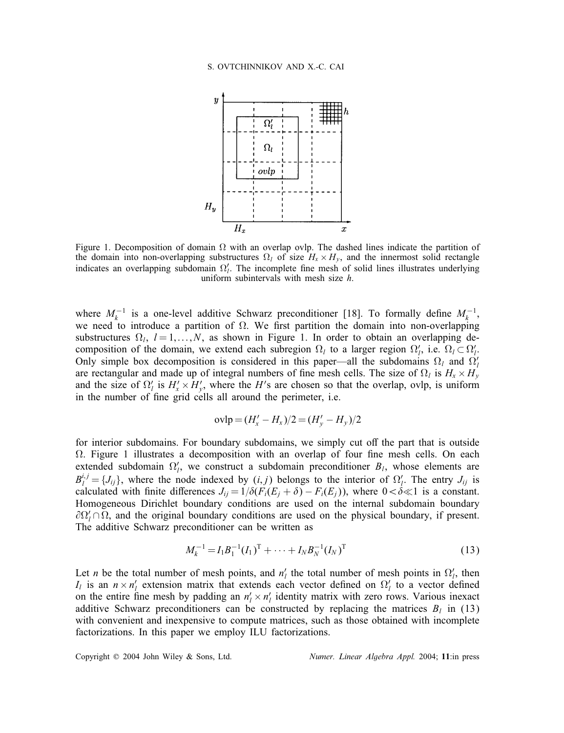Figure 1. Decomposition of domain $\Omega$ with an overlap ovlp. The dashed lines indicate the partition of the domain into non-overlapping substructures $\Omega_l$ of size $H_x \times H_y$, and the innermost solid rectangle indicates an overlapping subdomain $\Omega'_l$. The incomplete fine mesh of solid lines illustrates underlying uniform subintervals with mesh size $h$.

where $M_k^{-1}$ is a one-level additive Schwarz preconditioner [18]. To formally define $M_k^{-1}$, we need to introduce a partition of $\Omega$. We first partition the domain into non-overlapping substructures $\Omega_l$, $l = 1, \ldots, N$, as shown in Figure 1. In order to obtain an overlapping decomposition of the domain, we extend each subregion $\Omega_l$ to a larger region $\Omega'_l$, i.e. $\Omega_l \subset \Omega'_l$. Only simple box decomposition is considered in this paper—all the subdomains $\Omega_l$ and $\Omega'_l$ are rectangular and made up of integral numbers of fine mesh cells. The size of $\Omega_l$ is $H_x \times H_y$ and the size of $\Omega'_l$ is $H'_x \times H'_y$, where the $H'$s are chosen so that the overlap, ovlp, is uniform in the number of fine grid cells all around the perimeter, i.e.

$$\text{ovlp} = (H'_x - H_x)/2 = (H'_y - H_y)/2$$

for interior subdomains. For boundary subdomains, we simply cut off the part that is outside $\Omega$. Figure 1 illustrates a decomposition with an overlap of four fine mesh cells. On each extended subdomain $\Omega'_l$, we construct a subdomain preconditioner $B_l$, whose elements are $B_l^{i,j} = \{J_{ij}\}$, where the node indexed by $(i, j)$ belongs to the interior of $\Omega'_l$. The entry $J_{ij}$ is calculated with finite differences $J_{ij} = 1/\delta(F_i(E_j + \delta) - F_i(E_j))$, where $0 < \delta \ll 1$ is a constant. Homogeneous Dirichlet boundary conditions are used on the internal subdomain boundary $\partial\Omega'_l \cap \Omega$, and the original boundary conditions are used on the physical boundary, if present. The additive Schwarz preconditioner can be written as

$$M_k^{-1} = I_1 B_1^{-1} (I_1)^{\mathrm{T}} + \cdots + I_N B_N^{-1} (I_N)^{\mathrm{T}} \tag{13}$$

Let $n$ be the total number of mesh points, and $n'_l$ the total number of mesh points in $\Omega'_l$, then $I_l$ is an $n \times n'_l$ extension matrix that extends each vector defined on $\Omega'_l$ to a vector defined on the entire fine mesh by padding an $n'_l \times n'_l$ identity matrix with zero rows. Various inexact additive Schwarz preconditioners can be constructed by replacing the matrices $B_l$ in (13) with convenient and inexpensive to compute matrices, such as those obtained with incomplete factorizations. In this paper we employ ILU factorizations.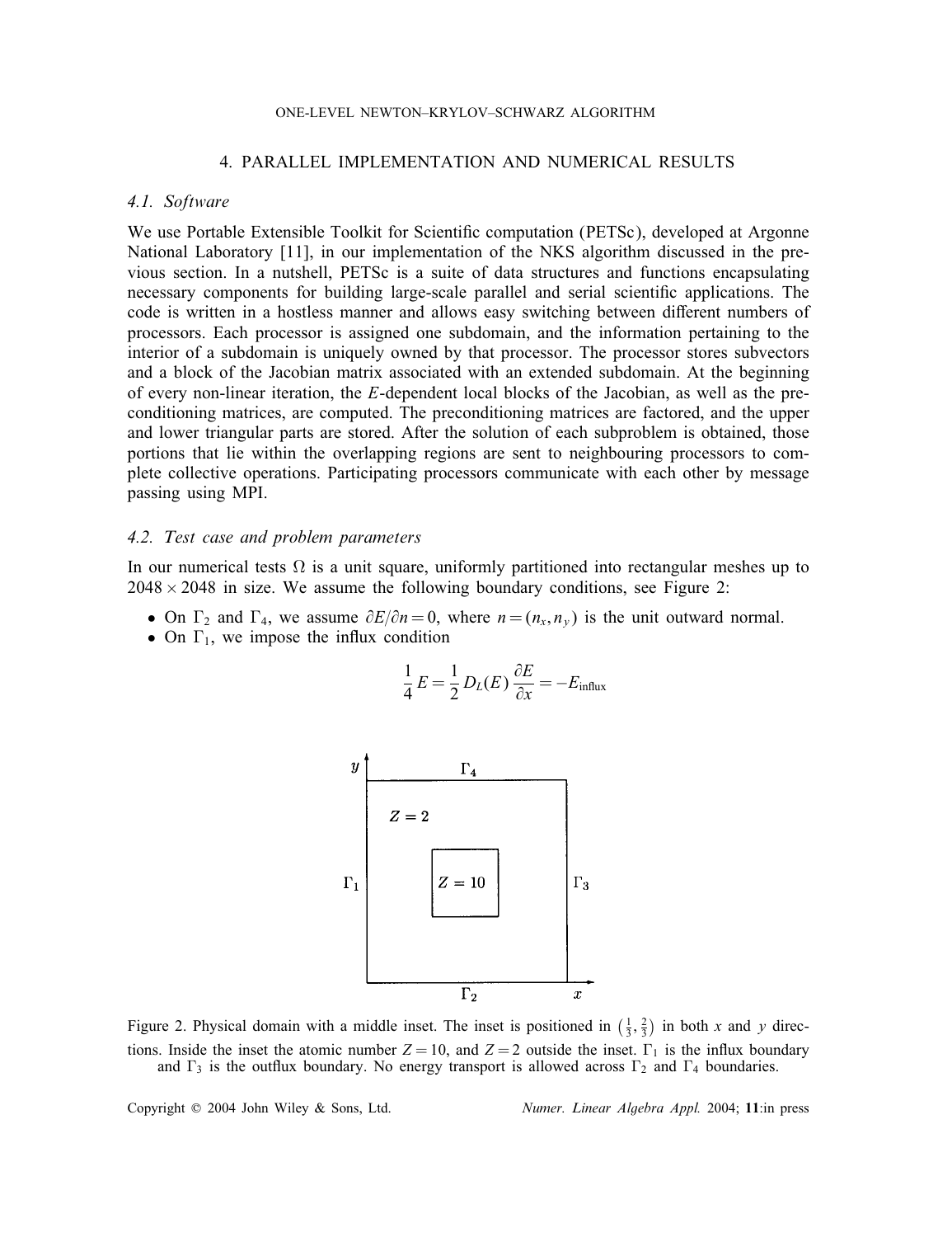## 4. PARALLEL IMPLEMENTATION AND NUMERICAL RESULTS

### 4.1. Software

We use Portable Extensible Toolkit for Scientific computation (PETSc), developed at Argonne National Laboratory [11], in our implementation of the NKS algorithm discussed in the previous section. In a nutshell, PETSc is a suite of data structures and functions encapsulating necessary components for building large-scale parallel and serial scientific applications. The code is written in a hostless manner and allows easy switching between different numbers of processors. Each processor is assigned one subdomain, and the information pertaining to the interior of a subdomain is uniquely owned by that processor. The processor stores subvectors and a block of the Jacobian matrix associated with an extended subdomain. At the beginning of every non-linear iteration, the $E$-dependent local blocks of the Jacobian, as well as the preconditioning matrices, are computed. The preconditioning matrices are factored, and the upper and lower triangular parts are stored. After the solution of each subproblem is obtained, those portions that lie within the overlapping regions are sent to neighbouring processors to complete collective operations. Participating processors communicate with each other by message passing using MPI.

### 4.2. Test case and problem parameters

In our numerical tests $\Omega$ is a unit square, uniformly partitioned into rectangular meshes up to $2048 \times 2048$ in size. We assume the following boundary conditions, see Figure 2:

- On $\Gamma_2$ and $\Gamma_4$, we assume $\partial E/\partial n = 0$, where $n = (n_x, n_y)$ is the unit outward normal.
- On $\Gamma_1$, we impose the influx condition

$$\frac{1}{4} E = \frac{1}{2} D_L(E) \frac{\partial E}{\partial x} = -E_{\text{influx}}$$

Figure 2. Physical domain with a middle inset. The inset is positioned in $\left(\frac{1}{3}, \frac{2}{3}\right)$ in both $x$ and $y$ directions. Inside the inset the atomic number $Z = 10$, and $Z = 2$ outside the inset. $\Gamma_1$ is the influx boundary and $\Gamma_3$ is the outflux boundary. No energy transport is allowed across $\Gamma_2$ and $\Gamma_4$ boundaries.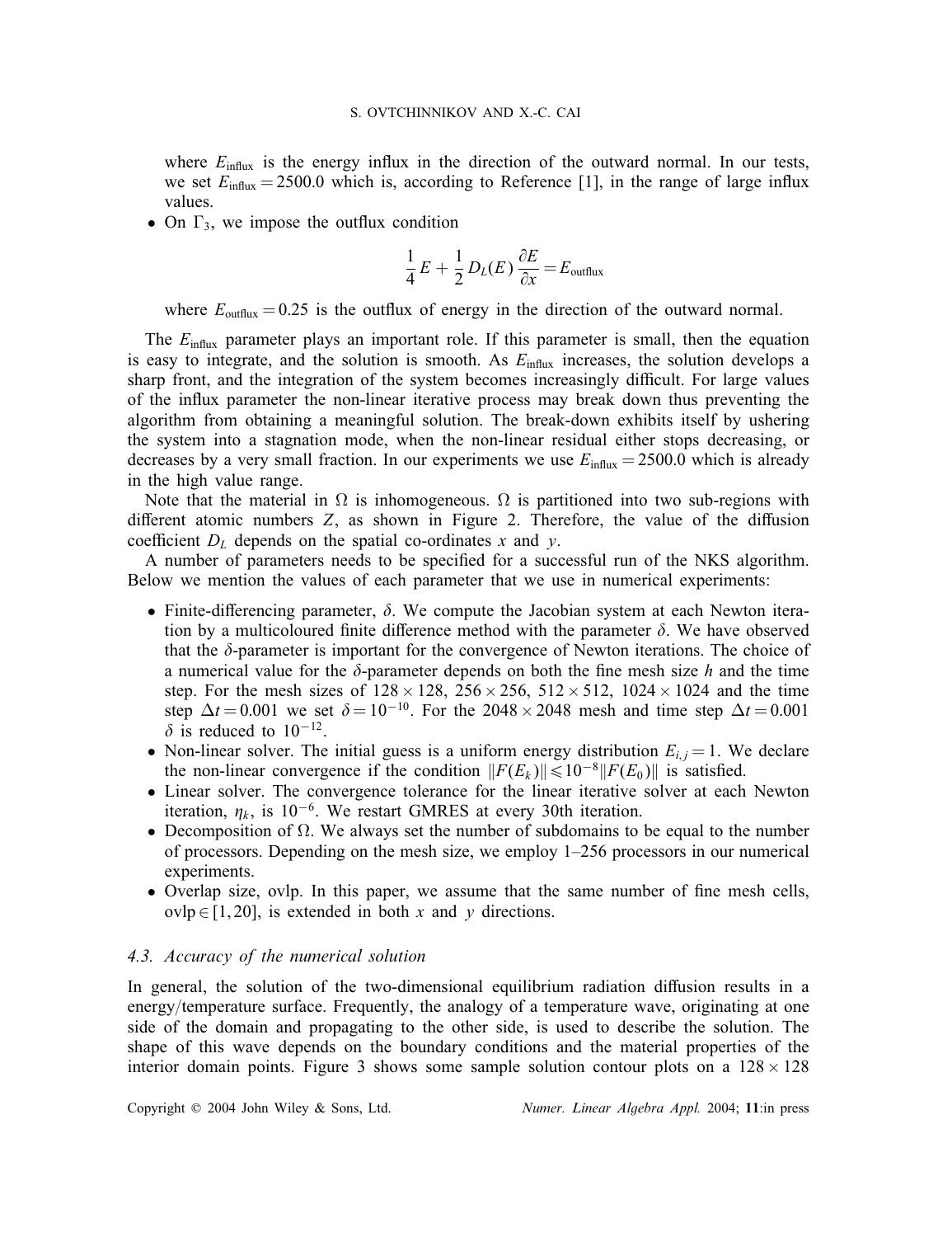where $E_{\text{influx}}$ is the energy influx in the direction of the outward normal. In our tests, we set $E_{\text{influx}} = 2500.0$ which is, according to Reference [1], in the range of large influx values.

- On $\Gamma_3$, we impose the outflux condition

$$\frac{1}{4}E + \frac{1}{2}D_L(E)\frac{\partial E}{\partial x} = E_{\text{outflux}}$$

where $E_{\text{outflux}} = 0.25$ is the outflux of energy in the direction of the outward normal.

The $E_{\text{influx}}$ parameter plays an important role. If this parameter is small, then the equation is easy to integrate, and the solution is smooth. As $E_{\text{influx}}$ increases, the solution develops a sharp front, and the integration of the system becomes increasingly difficult. For large values of the influx parameter the non-linear iterative process may break down thus preventing the algorithm from obtaining a meaningful solution. The break-down exhibits itself by ushering the system into a stagnation mode, when the non-linear residual either stops decreasing, or decreases by a very small fraction. In our experiments we use $E_{\text{influx}} = 2500.0$ which is already in the high value range.

Note that the material in $\Omega$ is inhomogeneous. $\Omega$ is partitioned into two sub-regions with different atomic numbers $Z$, as shown in Figure 2. Therefore, the value of the diffusion coefficient $D_L$ depends on the spatial co-ordinates $x$ and $y$.

A number of parameters needs to be specified for a successful run of the NKS algorithm. Below we mention the values of each parameter that we use in numerical experiments:

- Finite-differencing parameter, $\delta$. We compute the Jacobian system at each Newton iteration by a multicoloured finite difference method with the parameter $\delta$. We have observed that the $\delta$-parameter is important for the convergence of Newton iterations. The choice of a numerical value for the $\delta$-parameter depends on both the fine mesh size $h$ and the time step. For the mesh sizes of $128 \times 128$, $256 \times 256$, $512 \times 512$, $1024 \times 1024$ and the time step $\Delta t = 0.001$ we set $\delta = 10^{-10}$. For the $2048 \times 2048$ mesh and time step $\Delta t = 0.001$ $\delta$ is reduced to $10^{-12}$.
- Non-linear solver. The initial guess is a uniform energy distribution $E_{i,j} = 1$. We declare the non-linear convergence if the condition $\|F(E_k)\| \leqslant 10^{-8}\|F(E_0)\|$ is satisfied.
- Linear solver. The convergence tolerance for the linear iterative solver at each Newton iteration, $\eta_k$, is $10^{-6}$. We restart GMRES at every 30th iteration.
- Decomposition of $\Omega$. We always set the number of subdomains to be equal to the number of processors. Depending on the mesh size, we employ 1–256 processors in our numerical experiments.
- Overlap size, ovlp. In this paper, we assume that the same number of fine mesh cells, $\text{ovlp} \in [1, 20]$, is extended in both $x$ and $y$ directions.

### *4.3. Accuracy of the numerical solution*

In general, the solution of the two-dimensional equilibrium radiation diffusion results in a energy/temperature surface. Frequently, the analogy of a temperature wave, originating at one side of the domain and propagating to the other side, is used to describe the solution. The shape of this wave depends on the boundary conditions and the material properties of the interior domain points. Figure 3 shows some sample solution contour plots on a $128 \times 128$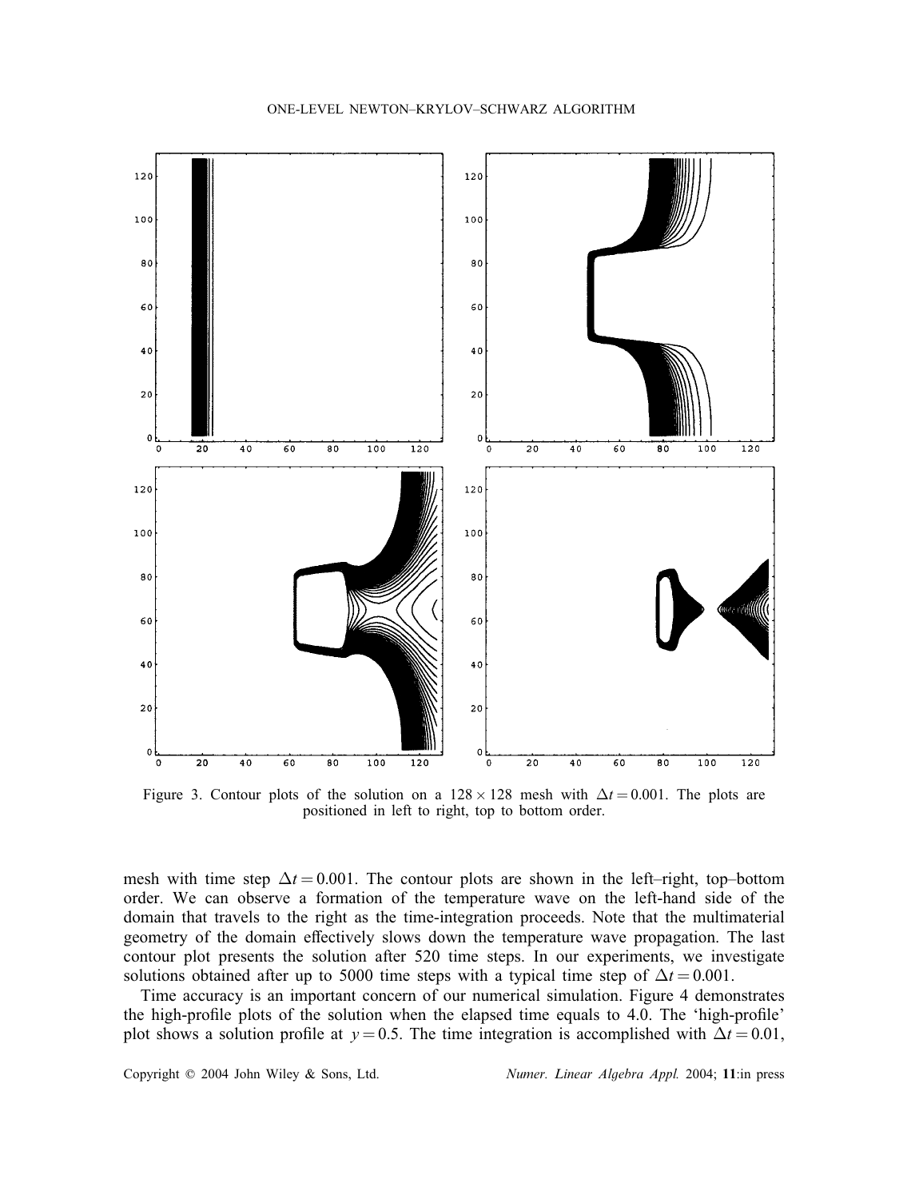Figure 3. Contour plots of the solution on a $128 \times 128$ mesh with $\Delta t = 0.001$. The plots are positioned in left to right, top to bottom order.

mesh with time step $\Delta t = 0.001$. The contour plots are shown in the left–right, top–bottom order. We can observe a formation of the temperature wave on the left-hand side of the domain that travels to the right as the time-integration proceeds. Note that the multimaterial geometry of the domain effectively slows down the temperature wave propagation. The last contour plot presents the solution after 520 time steps. In our experiments, we investigate solutions obtained after up to 5000 time steps with a typical time step of $\Delta t = 0.001$.

Time accuracy is an important concern of our numerical simulation. Figure 4 demonstrates the high-profile plots of the solution when the elapsed time equals to 4.0. The 'high-profile' plot shows a solution profile at $y = 0.5$. The time integration is accomplished with $\Delta t = 0.01$,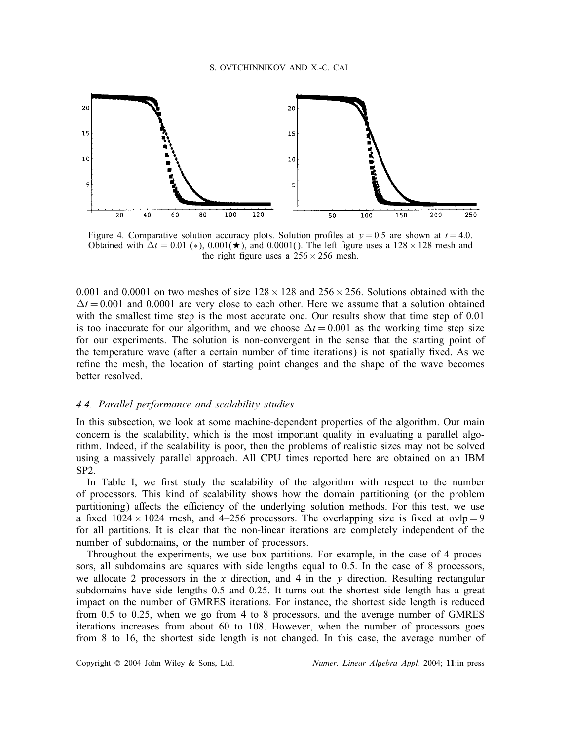Figure 4. Comparative solution accuracy plots. Solution profiles at $y = 0.5$ are shown at $t = 4.0$. Obtained with $\Delta t = 0.01$ ($*$), $0.001$($\bigstar$), and $0.0001$(). The left figure uses a $128 \times 128$ mesh and the right figure uses a $256 \times 256$ mesh.

0.001 and 0.0001 on two meshes of size $128 \times 128$ and $256 \times 256$. Solutions obtained with the $\Delta t = 0.001$ and 0.0001 are very close to each other. Here we assume that a solution obtained with the smallest time step is the most accurate one. Our results show that time step of 0.01 is too inaccurate for our algorithm, and we choose $\Delta t = 0.001$ as the working time step size for our experiments. The solution is non-convergent in the sense that the starting point of the temperature wave (after a certain number of time iterations) is not spatially fixed. As we refine the mesh, the location of starting point changes and the shape of the wave becomes better resolved.

### 4.4. Parallel performance and scalability studies

In this subsection, we look at some machine-dependent properties of the algorithm. Our main concern is the scalability, which is the most important quality in evaluating a parallel algorithm. Indeed, if the scalability is poor, then the problems of realistic sizes may not be solved using a massively parallel approach. All CPU times reported here are obtained on an IBM SP2.

In Table I, we first study the scalability of the algorithm with respect to the number of processors. This kind of scalability shows how the domain partitioning (or the problem partitioning) affects the efficiency of the underlying solution methods. For this test, we use a fixed $1024 \times 1024$ mesh, and 4–256 processors. The overlapping size is fixed at ovlp $= 9$ for all partitions. It is clear that the non-linear iterations are completely independent of the number of subdomains, or the number of processors.

Throughout the experiments, we use box partitions. For example, in the case of 4 processors, all subdomains are squares with side lengths equal to 0.5. In the case of 8 processors, we allocate 2 processors in the $x$ direction, and 4 in the $y$ direction. Resulting rectangular subdomains have side lengths 0.5 and 0.25. It turns out the shortest side length has a great impact on the number of GMRES iterations. For instance, the shortest side length is reduced from 0.5 to 0.25, when we go from 4 to 8 processors, and the average number of GMRES iterations increases from about 60 to 108. However, when the number of processors goes from 8 to 16, the shortest side length is not changed. In this case, the average number of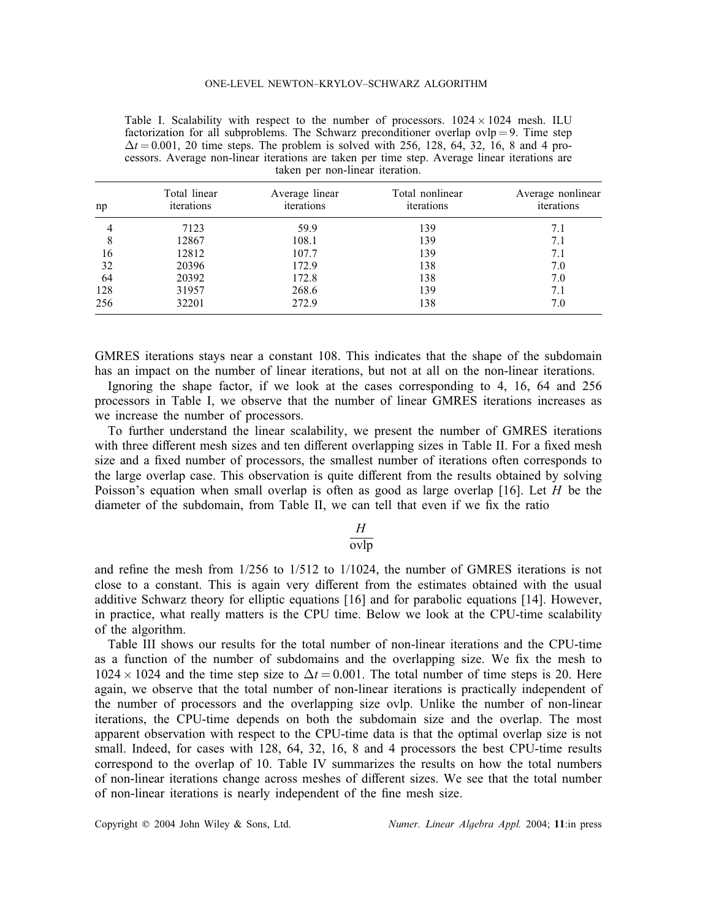Table I. Scalability with respect to the number of processors. $1024 \times 1024$ mesh. ILU factorization for all subproblems. The Schwarz preconditioner overlap ovlp = 9. Time step $\Delta t = 0.001$, 20 time steps. The problem is solved with 256, 128, 64, 32, 16, 8 and 4 processors. Average non-linear iterations are taken per time step. Average linear iterations are taken per non-linear iteration.

| np | Total linear iterations | Average linear iterations | Total nonlinear iterations | Average nonlinear iterations |
|---|---|---|---|---|
| 4 | 7123 | 59.9 | 139 | 7.1 |
| 8 | 12867 | 108.1 | 139 | 7.1 |
| 16 | 12812 | 107.7 | 139 | 7.1 |
| 32 | 20396 | 172.9 | 138 | 7.0 |
| 64 | 20392 | 172.8 | 138 | 7.0 |
| 128 | 31957 | 268.6 | 139 | 7.1 |
| 256 | 32201 | 272.9 | 138 | 7.0 |

GMRES iterations stays near a constant 108. This indicates that the shape of the subdomain has an impact on the number of linear iterations, but not at all on the non-linear iterations.

Ignoring the shape factor, if we look at the cases corresponding to 4, 16, 64 and 256 processors in Table I, we observe that the number of linear GMRES iterations increases as we increase the number of processors.

To further understand the linear scalability, we present the number of GMRES iterations with three different mesh sizes and ten different overlapping sizes in Table II. For a fixed mesh size and a fixed number of processors, the smallest number of iterations often corresponds to the large overlap case. This observation is quite different from the results obtained by solving Poisson's equation when small overlap is often as good as large overlap [16]. Let $H$ be the diameter of the subdomain, from Table II, we can tell that even if we fix the ratio

$$\frac{H}{\text{ovlp}}$$

and refine the mesh from 1/256 to 1/512 to 1/1024, the number of GMRES iterations is not close to a constant. This is again very different from the estimates obtained with the usual additive Schwarz theory for elliptic equations [16] and for parabolic equations [14]. However, in practice, what really matters is the CPU time. Below we look at the CPU-time scalability of the algorithm.

Table III shows our results for the total number of non-linear iterations and the CPU-time as a function of the number of subdomains and the overlapping size. We fix the mesh to $1024 \times 1024$ and the time step size to $\Delta t = 0.001$. The total number of time steps is 20. Here again, we observe that the total number of non-linear iterations is practically independent of the number of processors and the overlapping size ovlp. Unlike the number of non-linear iterations, the CPU-time depends on both the subdomain size and the overlap. The most apparent observation with respect to the CPU-time data is that the optimal overlap size is not small. Indeed, for cases with 128, 64, 32, 16, 8 and 4 processors the best CPU-time results correspond to the overlap of 10. Table IV summarizes the results on how the total numbers of non-linear iterations change across meshes of different sizes. We see that the total number of non-linear iterations is nearly independent of the fine mesh size.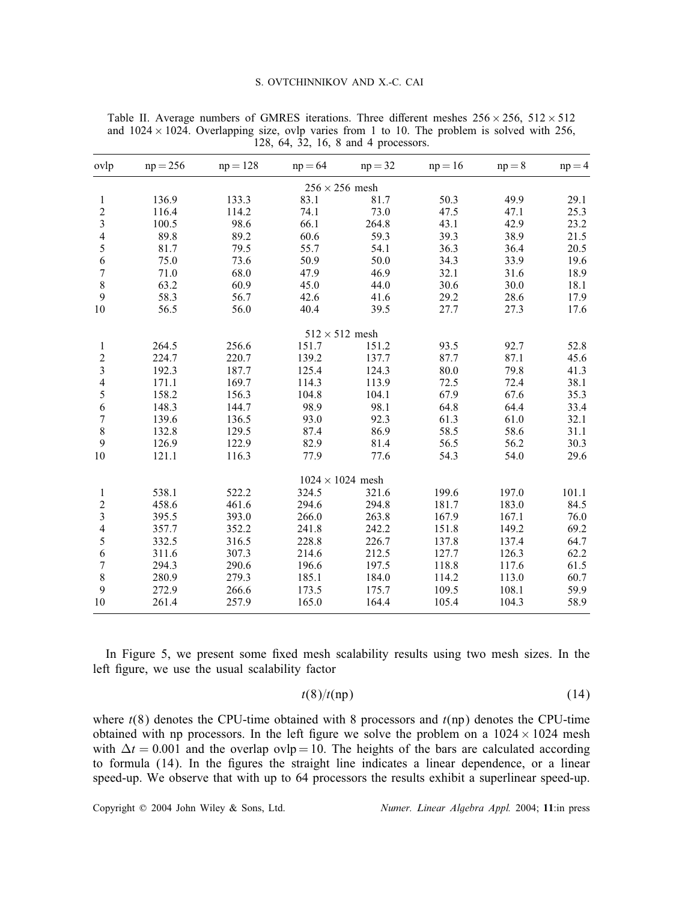Table II. Average numbers of GMRES iterations. Three different meshes $256 \times 256$, $512 \times 512$ and $1024 \times 1024$. Overlapping size, ovlp varies from 1 to 10. The problem is solved with 256, 128, 64, 32, 16, 8 and 4 processors.

| ovlp | np = 256 | np = 128 | np = 64 | np = 32 | np = 16 | np = 8 | np = 4 |
|---|---|---|---|---|---|---|---|
| | | | $256 \times 256$ mesh | | | | |
| 1 | 136.9 | 133.3 | 83.1 | 81.7 | 50.3 | 49.9 | 29.1 |
| 2 | 116.4 | 114.2 | 74.1 | 73.0 | 47.5 | 47.1 | 25.3 |
| 3 | 100.5 | 98.6 | 66.1 | 264.8 | 43.1 | 42.9 | 23.2 |
| 4 | 89.8 | 89.2 | 60.6 | 59.3 | 39.3 | 38.9 | 21.5 |
| 5 | 81.7 | 79.5 | 55.7 | 54.1 | 36.3 | 36.4 | 20.5 |
| 6 | 75.0 | 73.6 | 50.9 | 50.0 | 34.3 | 33.9 | 19.6 |
| 7 | 71.0 | 68.0 | 47.9 | 46.9 | 32.1 | 31.6 | 18.9 |
| 8 | 63.2 | 60.9 | 45.0 | 44.0 | 30.6 | 30.0 | 18.1 |
| 9 | 58.3 | 56.7 | 42.6 | 41.6 | 29.2 | 28.6 | 17.9 |
| 10 | 56.5 | 56.0 | 40.4 | 39.5 | 27.7 | 27.3 | 17.6 |
| | | | $512 \times 512$ mesh | | | | |
| 1 | 264.5 | 256.6 | 151.7 | 151.2 | 93.5 | 92.7 | 52.8 |
| 2 | 224.7 | 220.7 | 139.2 | 137.7 | 87.7 | 87.1 | 45.6 |
| 3 | 192.3 | 187.7 | 125.4 | 124.3 | 80.0 | 79.8 | 41.3 |
| 4 | 171.1 | 169.7 | 114.3 | 113.9 | 72.5 | 72.4 | 38.1 |
| 5 | 158.2 | 156.3 | 104.8 | 104.1 | 67.9 | 67.6 | 35.3 |
| 6 | 148.3 | 144.7 | 98.9 | 98.1 | 64.8 | 64.4 | 33.4 |
| 7 | 139.6 | 136.5 | 93.0 | 92.3 | 61.3 | 61.0 | 32.1 |
| 8 | 132.8 | 129.5 | 87.4 | 86.9 | 58.5 | 58.6 | 31.1 |
| 9 | 126.9 | 122.9 | 82.9 | 81.4 | 56.5 | 56.2 | 30.3 |
| 10 | 121.1 | 116.3 | 77.9 | 77.6 | 54.3 | 54.0 | 29.6 |
| | | | $1024 \times 1024$ mesh | | | | |
| 1 | 538.1 | 522.2 | 324.5 | 321.6 | 199.6 | 197.0 | 101.1 |
| 2 | 458.6 | 461.6 | 294.6 | 294.8 | 181.7 | 183.0 | 84.5 |
| 3 | 395.5 | 393.0 | 266.0 | 263.8 | 167.9 | 167.1 | 76.0 |
| 4 | 357.7 | 352.2 | 241.8 | 242.2 | 151.8 | 149.2 | 69.2 |
| 5 | 332.5 | 316.5 | 228.8 | 226.7 | 137.8 | 137.4 | 64.7 |
| 6 | 311.6 | 307.3 | 214.6 | 212.5 | 127.7 | 126.3 | 62.2 |
| 7 | 294.3 | 290.6 | 196.6 | 197.5 | 118.8 | 117.6 | 61.5 |
| 8 | 280.9 | 279.3 | 185.1 | 184.0 | 114.2 | 113.0 | 60.7 |
| 9 | 272.9 | 266.6 | 173.5 | 175.7 | 109.5 | 108.1 | 59.9 |
| 10 | 261.4 | 257.9 | 165.0 | 164.4 | 105.4 | 104.3 | 58.9 |

In Figure 5, we present some fixed mesh scalability results using two mesh sizes. In the left figure, we use the usual scalability factor

$$t(8)/t(\mathrm{np}) \tag{14}$$

where $t(8)$ denotes the CPU-time obtained with 8 processors and $t(\mathrm{np})$ denotes the CPU-time obtained with np processors. In the left figure we solve the problem on a $1024 \times 1024$ mesh with $\Delta t = 0.001$ and the overlap $\mathrm{ovlp} = 10$. The heights of the bars are calculated according to formula (14). In the figures the straight line indicates a linear dependence, or a linear speed-up. We observe that with up to 64 processors the results exhibit a superlinear speed-up.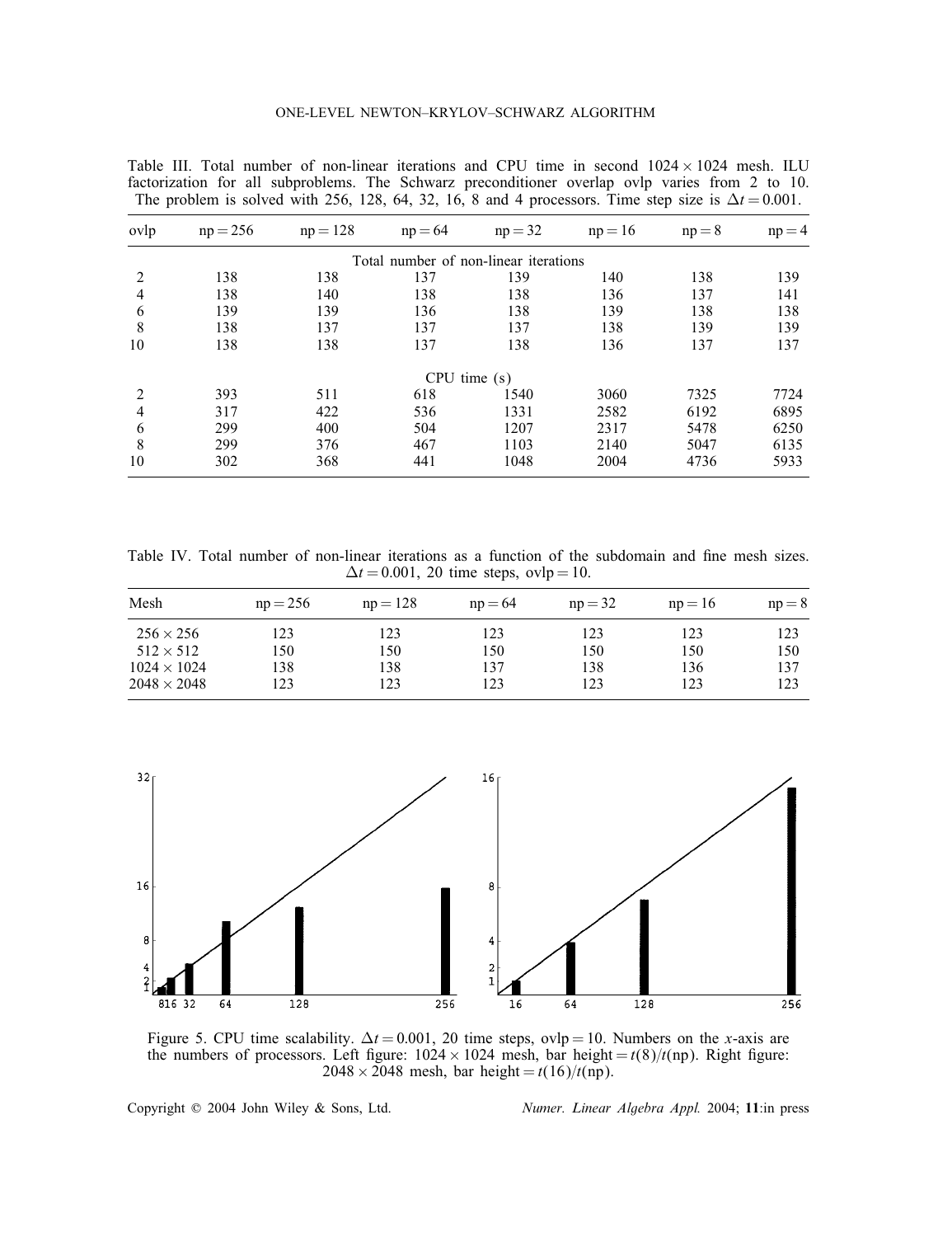Table III. Total number of non-linear iterations and CPU time in second $1024 \times 1024$ mesh. ILU factorization for all subproblems. The Schwarz preconditioner overlap ovlp varies from 2 to 10. The problem is solved with 256, 128, 64, 32, 16, 8 and 4 processors. Time step size is $\Delta t = 0.001$.

| ovlp | np = 256 | np = 128 | np = 64 | np = 32 | np = 16 | np = 8 | np = 4 |
|---|---|---|---|---|---|---|---|
| | | | Total number of non-linear iterations | | | | |
| 2 | 138 | 138 | 137 | 139 | 140 | 138 | 139 |
| 4 | 138 | 140 | 138 | 138 | 136 | 137 | 141 |
| 6 | 139 | 139 | 136 | 138 | 139 | 138 | 138 |
| 8 | 138 | 137 | 137 | 137 | 138 | 139 | 139 |
| 10 | 138 | 138 | 137 | 138 | 136 | 137 | 137 |
| | | | CPU time (s) | | | | |
| 2 | 393 | 511 | 618 | 1540 | 3060 | 7325 | 7724 |
| 4 | 317 | 422 | 536 | 1331 | 2582 | 6192 | 6895 |
| 6 | 299 | 400 | 504 | 1207 | 2317 | 5478 | 6250 |
| 8 | 299 | 376 | 467 | 1103 | 2140 | 5047 | 6135 |
| 10 | 302 | 368 | 441 | 1048 | 2004 | 4736 | 5933 |

Table IV. Total number of non-linear iterations as a function of the subdomain and fine mesh sizes. $\Delta t = 0.001$, 20 time steps, ovlp = 10.

| Mesh | np = 256 | np = 128 | np = 64 | np = 32 | np = 16 | np = 8 |
|---|---|---|---|---|---|---|
| $256 \times 256$ | 123 | 123 | 123 | 123 | 123 | 123 |
| $512 \times 512$ | 150 | 150 | 150 | 150 | 150 | 150 |
| $1024 \times 1024$ | 138 | 138 | 137 | 138 | 136 | 137 |
| $2048 \times 2048$ | 123 | 123 | 123 | 123 | 123 | 123 |

Figure 5. CPU time scalability. $\Delta t = 0.001$, 20 time steps, ovlp = 10. Numbers on the $x$-axis are the numbers of processors. Left figure: $1024 \times 1024$ mesh, bar height = $t(8)/t(\text{np})$. Right figure: $2048 \times 2048$ mesh, bar height = $t(16)/t(\text{np})$.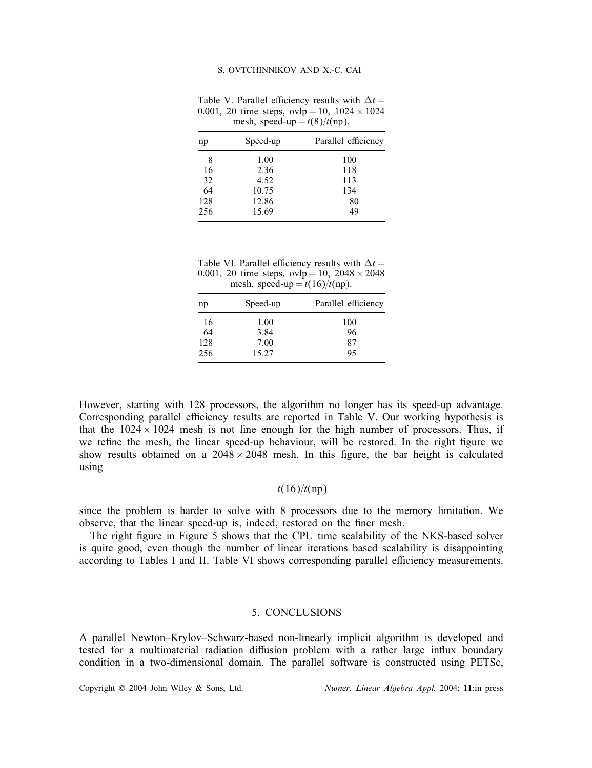Table V. Parallel efficiency results with $\Delta t = 0.001$, 20 time steps, ovlp $= 10$, $1024 \times 1024$ mesh, speed-up $= t(8)/t(\text{np})$.

| np | Speed-up | Parallel efficiency |
|---|---|---|
| 8 | 1.00 | 100 |
| 16 | 2.36 | 118 |
| 32 | 4.52 | 113 |
| 64 | 10.75 | 134 |
| 128 | 12.86 | 80 |
| 256 | 15.69 | 49 |

Table VI. Parallel efficiency results with $\Delta t = 0.001$, 20 time steps, ovlp $= 10$, $2048 \times 2048$ mesh, speed-up $= t(16)/t(\text{np})$.

| np | Speed-up | Parallel efficiency |
|---|---|---|
| 16 | 1.00 | 100 |
| 64 | 3.84 | 96 |
| 128 | 7.00 | 87 |
| 256 | 15.27 | 95 |

However, starting with 128 processors, the algorithm no longer has its speed-up advantage. Corresponding parallel efficiency results are reported in Table V. Our working hypothesis is that the $1024 \times 1024$ mesh is not fine enough for the high number of processors. Thus, if we refine the mesh, the linear speed-up behaviour, will be restored. In the right figure we show results obtained on a $2048 \times 2048$ mesh. In this figure, the bar height is calculated using

$$t(16)/t(\text{np})$$

since the problem is harder to solve with 8 processors due to the memory limitation. We observe, that the linear speed-up is, indeed, restored on the finer mesh.

The right figure in Figure 5 shows that the CPU time scalability of the NKS-based solver is quite good, even though the number of linear iterations based scalability is disappointing according to Tables I and II. Table VI shows corresponding parallel efficiency measurements.

## 5. CONCLUSIONS

A parallel Newton–Krylov–Schwarz-based non-linearly implicit algorithm is developed and tested for a multimaterial radiation diffusion problem with a rather large influx boundary condition in a two-dimensional domain. The parallel software is constructed using PETSc,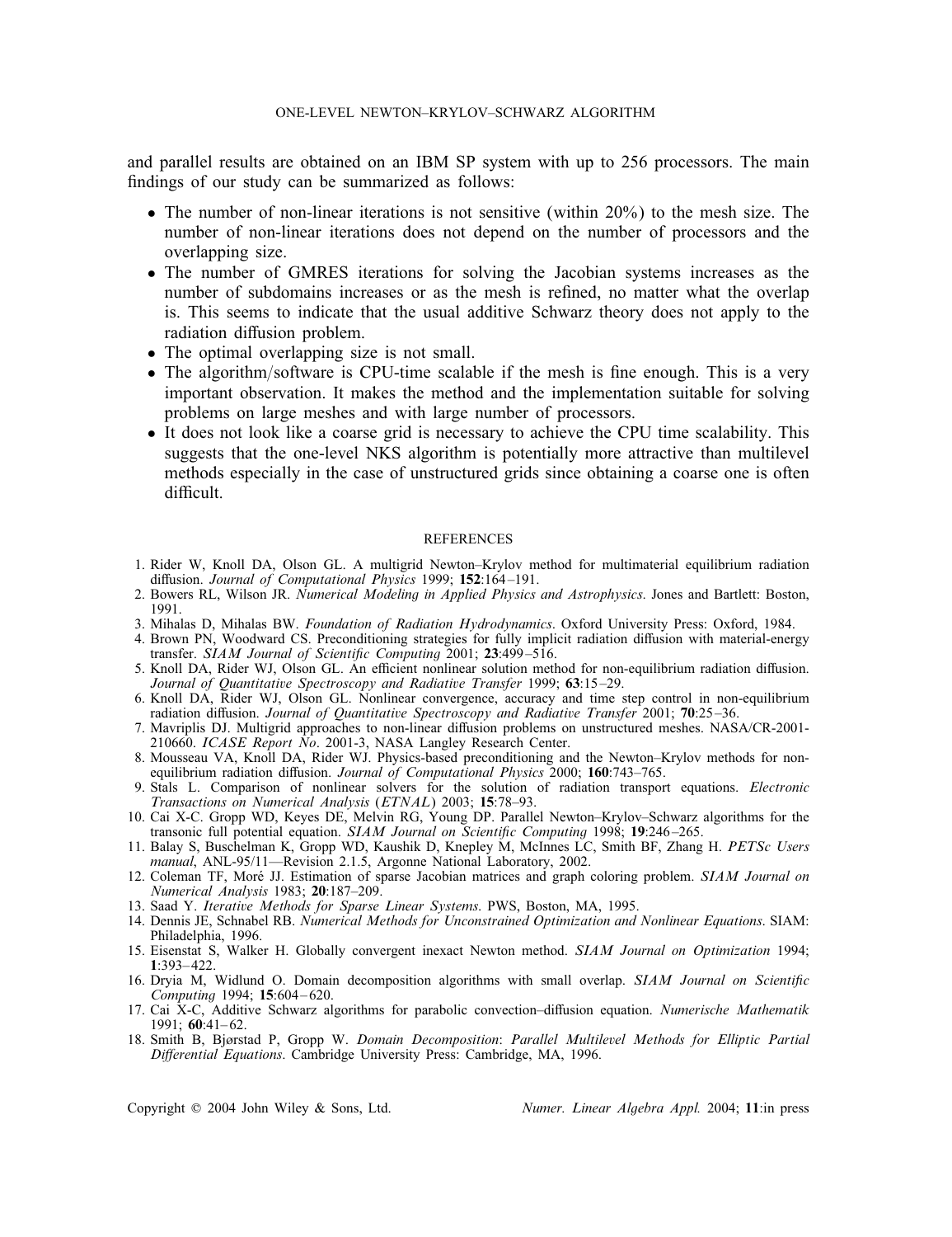and parallel results are obtained on an IBM SP system with up to 256 processors. The main findings of our study can be summarized as follows:

- The number of non-linear iterations is not sensitive (within 20%) to the mesh size. The number of non-linear iterations does not depend on the number of processors and the overlapping size.
- The number of GMRES iterations for solving the Jacobian systems increases as the number of subdomains increases or as the mesh is refined, no matter what the overlap is. This seems to indicate that the usual additive Schwarz theory does not apply to the radiation diffusion problem.
- The optimal overlapping size is not small.
- The algorithm/software is CPU-time scalable if the mesh is fine enough. This is a very important observation. It makes the method and the implementation suitable for solving problems on large meshes and with large number of processors.
- It does not look like a coarse grid is necessary to achieve the CPU time scalability. This suggests that the one-level NKS algorithm is potentially more attractive than multilevel methods especially in the case of unstructured grids since obtaining a coarse one is often difficult.

## REFERENCES

1. Rider W, Knoll DA, Olson GL. A multigrid Newton–Krylov method for multimaterial equilibrium radiation diffusion. *Journal of Computational Physics* 1999; **152**:164–191.
2. Bowers RL, Wilson JR. *Numerical Modeling in Applied Physics and Astrophysics*. Jones and Bartlett: Boston, 1991.
3. Mihalas D, Mihalas BW. *Foundation of Radiation Hydrodynamics*. Oxford University Press: Oxford, 1984.
4. Brown PN, Woodward CS. Preconditioning strategies for fully implicit radiation diffusion with material-energy transfer. *SIAM Journal of Scientific Computing* 2001; **23**:499–516.
5. Knoll DA, Rider WJ, Olson GL. An efficient nonlinear solution method for non-equilibrium radiation diffusion. *Journal of Quantitative Spectroscopy and Radiative Transfer* 1999; **63**:15–29.
6. Knoll DA, Rider WJ, Olson GL. Nonlinear convergence, accuracy and time step control in non-equilibrium radiation diffusion. *Journal of Quantitative Spectroscopy and Radiative Transfer* 2001; **70**:25–36.
7. Mavriplis DJ. Multigrid approaches to non-linear diffusion problems on unstructured meshes. NASA/CR-2001-210660. *ICASE Report No*. 2001-3, NASA Langley Research Center.
8. Mousseau VA, Knoll DA, Rider WJ. Physics-based preconditioning and the Newton–Krylov methods for non-equilibrium radiation diffusion. *Journal of Computational Physics* 2000; **160**:743–765.
9. Stals L. Comparison of nonlinear solvers for the solution of radiation transport equations. *Electronic Transactions on Numerical Analysis* (*ETNAL*) 2003; **15**:78–93.
10. Cai X-C. Gropp WD, Keyes DE, Melvin RG, Young DP. Parallel Newton–Krylov–Schwarz algorithms for the transonic full potential equation. *SIAM Journal on Scientific Computing* 1998; **19**:246–265.
11. Balay S, Buschelman K, Gropp WD, Kaushik D, Knepley M, McInnes LC, Smith BF, Zhang H. *PETSc Users manual*, ANL-95/11—Revision 2.1.5, Argonne National Laboratory, 2002.
12. Coleman TF, Moré JJ. Estimation of sparse Jacobian matrices and graph coloring problem. *SIAM Journal on Numerical Analysis* 1983; **20**:187–209.
13. Saad Y. *Iterative Methods for Sparse Linear Systems*. PWS, Boston, MA, 1995.
14. Dennis JE, Schnabel RB. *Numerical Methods for Unconstrained Optimization and Nonlinear Equations*. SIAM: Philadelphia, 1996.
15. Eisenstat S, Walker H. Globally convergent inexact Newton method. *SIAM Journal on Optimization* 1994; **1**:393–422.
16. Dryia M, Widlund O. Domain decomposition algorithms with small overlap. *SIAM Journal on Scientific Computing* 1994; **15**:604–620.
17. Cai X-C, Additive Schwarz algorithms for parabolic convection–diffusion equation. *Numerische Mathematik* 1991; **60**:41–62.
18. Smith B, Bjørstad P, Gropp W. *Domain Decomposition*: *Parallel Multilevel Methods for Elliptic Partial Differential Equations*. Cambridge University Press: Cambridge, MA, 1996.